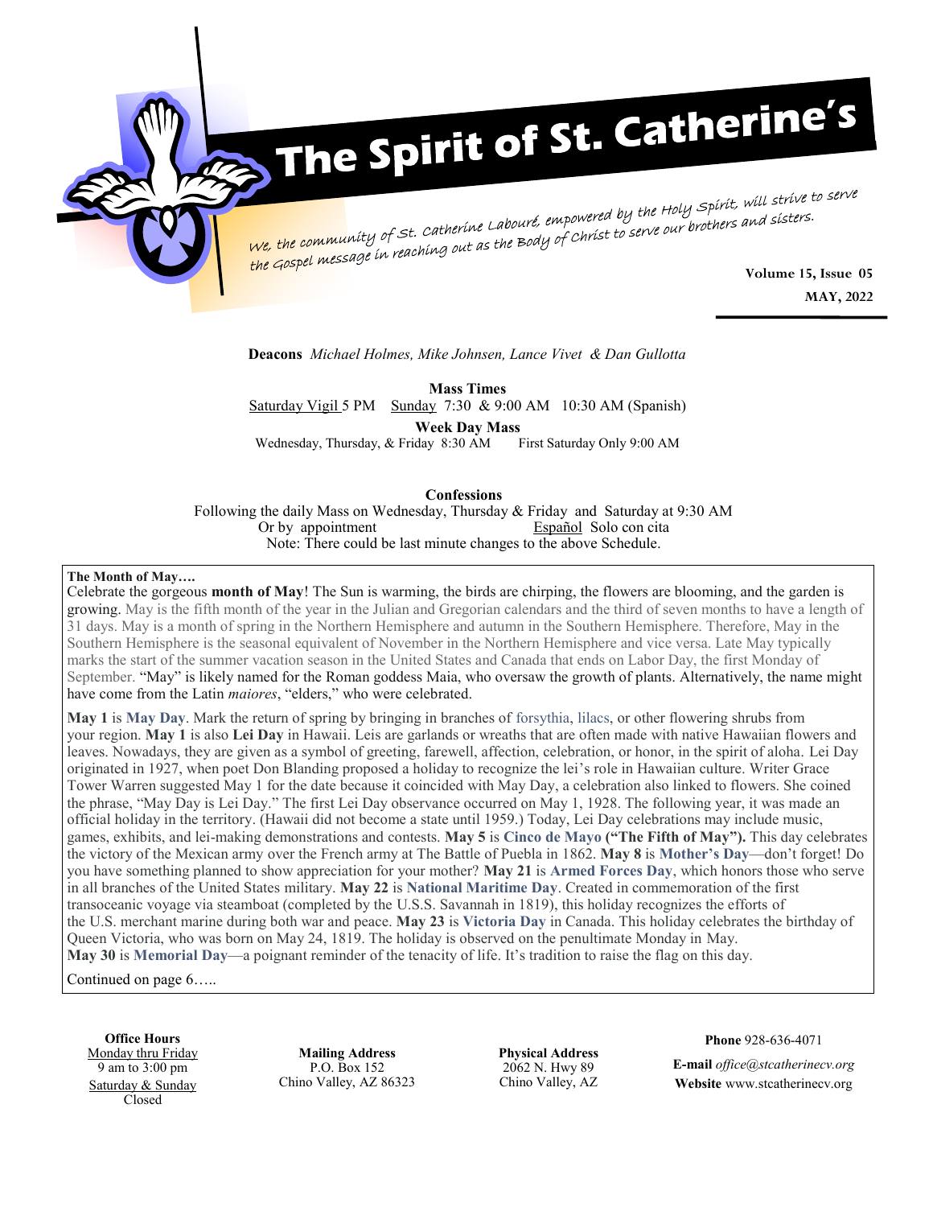# The Spirit of St. Catherine's

*We, the community of St. Catherine Labouré, empowered by the Holy Spirit, will strive to serve the Gospel message in reaching out as the Body of Christ to serve our brothers and sisters.*

**Volume 15, Issue 05**

**MAY, 2022**

**Deacons** *Michael Holmes, Mike Johnsen, Lance Vivet & Dan Gullotta*

**Mass Times**

Saturday Vigil 5 PM  Sunday 7:30 & 9:00 AM  10:30 AM (Spanish)

**Week Day Mass**

Wednesday, Thursday, & Friday 8:30 AM  First Saturday Only 9:00 AM

**Confessions**

Following the daily Mass on Wednesday, Thursday & Friday and Saturday at 9:30 AM

Or by appointment  Español Solo con cita

Note: There could be last minute changes to the above Schedule.

**The Month of May….**

Celebrate the gorgeous **month of May**! The Sun is warming, the birds are chirping, the flowers are blooming, and the garden is growing. May is the fifth month of the year in the Julian and Gregorian calendars and the third of seven months to have a length of 31 days. May is a month of spring in the Northern Hemisphere and autumn in the Southern Hemisphere. Therefore, May in the Southern Hemisphere is the seasonal equivalent of November in the Northern Hemisphere and vice versa. Late May typically marks the start of the summer vacation season in the United States and Canada that ends on Labor Day, the first Monday of September. "May" is likely named for the Roman goddess Maia, who oversaw the growth of plants. Alternatively, the name might have come from the Latin *maiores*, "elders," who were celebrated.

**May 1** is **May Day**. Mark the return of spring by bringing in branches of forsythia, lilacs, or other flowering shrubs from your region. **May 1** is also **Lei Day** in Hawaii. Leis are garlands or wreaths that are often made with native Hawaiian flowers and leaves. Nowadays, they are given as a symbol of greeting, farewell, affection, celebration, or honor, in the spirit of aloha. Lei Day originated in 1927, when poet Don Blanding proposed a holiday to recognize the lei's role in Hawaiian culture. Writer Grace Tower Warren suggested May 1 for the date because it coincided with May Day, a celebration also linked to flowers. She coined the phrase, "May Day is Lei Day." The first Lei Day observance occurred on May 1, 1928. The following year, it was made an official holiday in the territory. (Hawaii did not become a state until 1959.) Today, Lei Day celebrations may include music, games, exhibits, and lei-making demonstrations and contests. **May 5** is **Cinco de Mayo ("The Fifth of May").** This day celebrates the victory of the Mexican army over the French army at The Battle of Puebla in 1862. **May 8** is **Mother's Day**—don't forget! Do you have something planned to show appreciation for your mother? **May 21** is **Armed Forces Day**, which honors those who serve in all branches of the United States military. **May 22** is **National Maritime Day**. Created in commemoration of the first transoceanic voyage via steamboat (completed by the U.S.S. Savannah in 1819), this holiday recognizes the efforts of the U.S. merchant marine during both war and peace. **May 23** is **Victoria Day** in Canada. This holiday celebrates the birthday of Queen Victoria, who was born on May 24, 1819. The holiday is observed on the penultimate Monday in May. **May 30** is **Memorial Day**—a poignant reminder of the tenacity of life. It's tradition to raise the flag on this day.

Continued on page 6…..

**Office Hours**
Monday thru Friday
9 am to 3:00 pm
Saturday & Sunday
Closed

**Mailing Address**
P.O. Box 152
Chino Valley, AZ 86323

**Physical Address**
2062 N. Hwy 89
Chino Valley, AZ

**Phone** 928-636-4071

**E-mail** *office@stcatherinecv.org*

**Website** www.stcatherinecv.org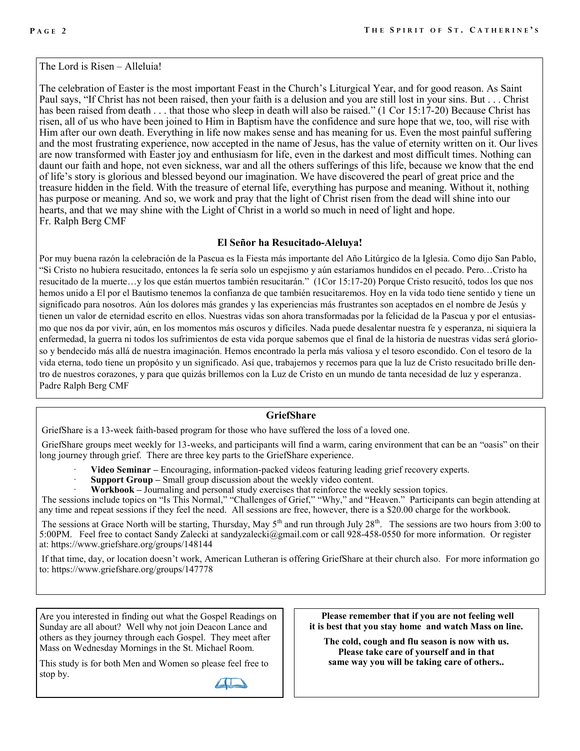The Lord is Risen – Alleluia!

The celebration of Easter is the most important Feast in the Church's Liturgical Year, and for good reason. As Saint Paul says, "If Christ has not been raised, then your faith is a delusion and you are still lost in your sins. But . . . Christ has been raised from death . . . that those who sleep in death will also be raised." (1 Cor 15:17-20) Because Christ has risen, all of us who have been joined to Him in Baptism have the confidence and sure hope that we, too, will rise with Him after our own death. Everything in life now makes sense and has meaning for us. Even the most painful suffering and the most frustrating experience, now accepted in the name of Jesus, has the value of eternity written on it. Our lives are now transformed with Easter joy and enthusiasm for life, even in the darkest and most difficult times. Nothing can daunt our faith and hope, not even sickness, war and all the others sufferings of this life, because we know that the end of life's story is glorious and blessed beyond our imagination. We have discovered the pearl of great price and the treasure hidden in the field. With the treasure of eternal life, everything has purpose and meaning. Without it, nothing has purpose or meaning. And so, we work and pray that the light of Christ risen from the dead will shine into our hearts, and that we may shine with the Light of Christ in a world so much in need of light and hope.
Fr. Ralph Berg CMF

**El Señor ha Resucitado-Aleluya!**

Por muy buena razón la celebración de la Pascua es la Fiesta más importante del Año Litúrgico de la Iglesia. Como dijo San Pablo, "Si Cristo no hubiera resucitado, entonces la fe sería solo un espejismo y aún estaríamos hundidos en el pecado. Pero…Cristo ha resucitado de la muerte…y los que están muertos también resucitarán." (1Cor 15:17-20) Porque Cristo resucitó, todos los que nos hemos unido a El por el Bautismo tenemos la confianza de que también resucitaremos. Hoy en la vida todo tiene sentido y tiene un significado para nosotros. Aún los dolores más grandes y las experiencias más frustrantes son aceptados en el nombre de Jesús y tienen un valor de eternidad escrito en ellos. Nuestras vidas son ahora transformadas por la felicidad de la Pascua y por el entusiasmo que nos da por vivir, aún, en los momentos más oscuros y difíciles. Nada puede desalentar nuestra fe y esperanza, ni siquiera la enfermedad, la guerra ni todos los sufrimientos de esta vida porque sabemos que el final de la historia de nuestras vidas será glorioso y bendecido más allá de nuestra imaginación. Hemos encontrado la perla más valiosa y el tesoro escondido. Con el tesoro de la vida eterna, todo tiene un propósito y un significado. Así que, trabajemos y recemos para que la luz de Cristo resucitado brille dentro de nuestros corazones, y para que quizás brillemos con la Luz de Cristo en un mundo de tanta necesidad de luz y esperanza.
Padre Ralph Berg CMF

**GriefShare**

GriefShare is a 13-week faith-based program for those who have suffered the loss of a loved one.

GriefShare groups meet weekly for 13-weeks, and participants will find a warm, caring environment that can be an "oasis" on their long journey through grief. There are three key parts to the GriefShare experience.

- **Video Seminar –** Encouraging, information-packed videos featuring leading grief recovery experts.
- **Support Group –** Small group discussion about the weekly video content.
- **Workbook –** Journaling and personal study exercises that reinforce the weekly session topics.

The sessions include topics on "Is This Normal," "Challenges of Grief," "Why," and "Heaven." Participants can begin attending at any time and repeat sessions if they feel the need. All sessions are free, however, there is a $20.00 charge for the workbook.

The sessions at Grace North will be starting, Thursday, May 5th and run through July 28th. The sessions are two hours from 3:00 to 5:00PM. Feel free to contact Sandy Zalecki at sandyzalecki@gmail.com or call 928-458-0550 for more information. Or register at: https://www.griefshare.org/groups/148144

If that time, day, or location doesn't work, American Lutheran is offering GriefShare at their church also. For more information go to: https://www.griefshare.org/groups/147778

Are you interested in finding out what the Gospel Readings on Sunday are all about? Well why not join Deacon Lance and others as they journey through each Gospel. They meet after Mass on Wednesday Mornings in the St. Michael Room.

This study is for both Men and Women so please feel free to stop by.

**Please remember that if you are not feeling well it is best that you stay home and watch Mass on line.**

**The cold, cough and flu season is now with us. Please take care of yourself and in that same way you will be taking care of others..**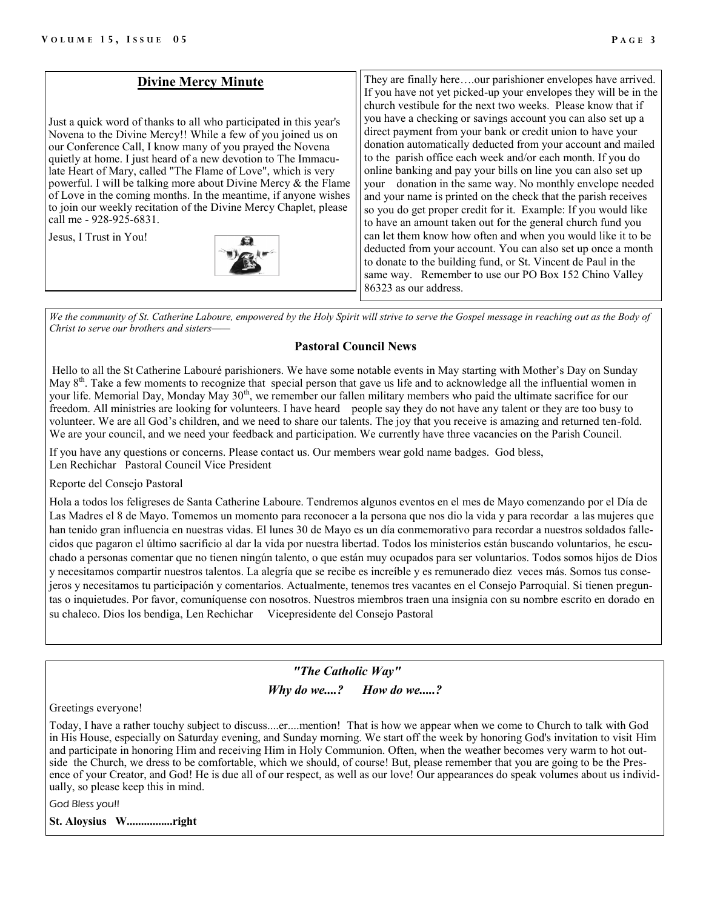## Divine Mercy Minute

Just a quick word of thanks to all who participated in this year's Novena to the Divine Mercy!! While a few of you joined us on our Conference Call, I know many of you prayed the Novena quietly at home. I just heard of a new devotion to The Immaculate Heart of Mary, called "The Flame of Love", which is very powerful. I will be talking more about Divine Mercy & the Flame of Love in the coming months. In the meantime, if anyone wishes to join our weekly recitation of the Divine Mercy Chaplet, please call me - 928-925-6831.

Jesus, I Trust in You!

They are finally here….our parishioner envelopes have arrived. If you have not yet picked-up your envelopes they will be in the church vestibule for the next two weeks. Please know that if you have a checking or savings account you can also set up a direct payment from your bank or credit union to have your donation automatically deducted from your account and mailed to the parish office each week and/or each month. If you do online banking and pay your bills on line you can also set up your donation in the same way. No monthly envelope needed and your name is printed on the check that the parish receives so you do get proper credit for it. Example: If you would like to have an amount taken out for the general church fund you can let them know how often and when you would like it to be deducted from your account. You can also set up once a month to donate to the building fund, or St. Vincent de Paul in the same way. Remember to use our PO Box 152 Chino Valley 86323 as our address.

*We the community of St. Catherine Laboure, empowered by the Holy Spirit will strive to serve the Gospel message in reaching out as the Body of Christ to serve our brothers and sisters——*

### Pastoral Council News

Hello to all the St Catherine Labouré parishioners. We have some notable events in May starting with Mother's Day on Sunday May 8th. Take a few moments to recognize that special person that gave us life and to acknowledge all the influential women in your life. Memorial Day, Monday May 30th, we remember our fallen military members who paid the ultimate sacrifice for our freedom. All ministries are looking for volunteers. I have heard people say they do not have any talent or they are too busy to volunteer. We are all God's children, and we need to share our talents. The joy that you receive is amazing and returned ten-fold. We are your council, and we need your feedback and participation. We currently have three vacancies on the Parish Council.

If you have any questions or concerns. Please contact us. Our members wear gold name badges. God bless,
Len Rechichar Pastoral Council Vice President

Reporte del Consejo Pastoral

Hola a todos los feligreses de Santa Catherine Laboure. Tendremos algunos eventos en el mes de Mayo comenzando por el Día de Las Madres el 8 de Mayo. Tomemos un momento para reconocer a la persona que nos dio la vida y para recordar a las mujeres que han tenido gran influencia en nuestras vidas. El lunes 30 de Mayo es un día conmemorativo para recordar a nuestros soldados fallecidos que pagaron el último sacrificio al dar la vida por nuestra libertad. Todos los ministerios están buscando voluntarios, he escuchado a personas comentar que no tienen ningún talento, o que están muy ocupados para ser voluntarios. Todos somos hijos de Dios y necesitamos compartir nuestros talentos. La alegría que se recibe es increíble y es remunerado diez veces más. Somos tus consejeros y necesitamos tu participación y comentarios. Actualmente, tenemos tres vacantes en el Consejo Parroquial. Si tienen preguntas o inquietudes. Por favor, comuníquense con nosotros. Nuestros miembros traen una insignia con su nombre escrito en dorado en su chaleco. Dios los bendiga, Len Rechichar Vicepresidente del Consejo Pastoral

### *"The Catholic Way"*

***Why do we....? How do we.....?***

Greetings everyone!

Today, I have a rather touchy subject to discuss....er....mention! That is how we appear when we come to Church to talk with God in His House, especially on Saturday evening, and Sunday morning. We start off the week by honoring God's invitation to visit Him and participate in honoring Him and receiving Him in Holy Communion. Often, when the weather becomes very warm to hot outside the Church, we dress to be comfortable, which we should, of course! But, please remember that you are going to be the Presence of your Creator, and God! He is due all of our respect, as well as our love! Our appearances do speak volumes about us individually, so please keep this in mind.

*God Bless you!!*

**St. Aloysius W................right**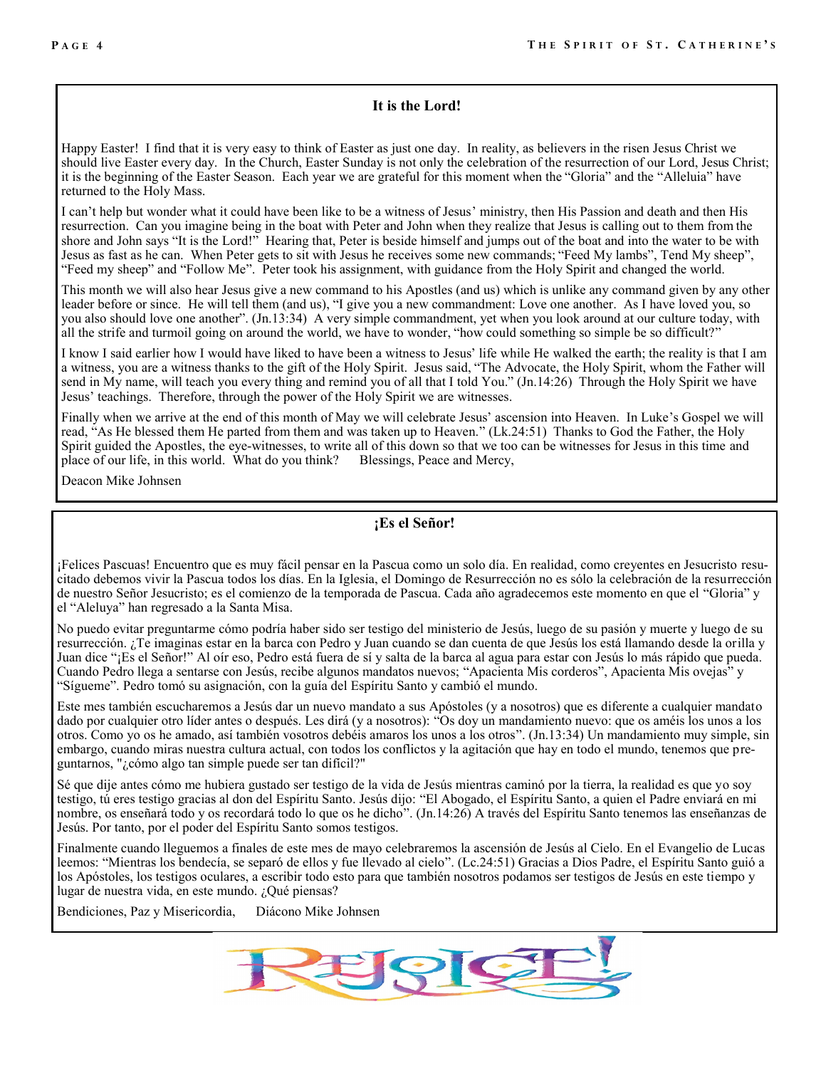## It is the Lord!

Happy Easter! I find that it is very easy to think of Easter as just one day. In reality, as believers in the risen Jesus Christ we should live Easter every day. In the Church, Easter Sunday is not only the celebration of the resurrection of our Lord, Jesus Christ; it is the beginning of the Easter Season. Each year we are grateful for this moment when the "Gloria" and the "Alleluia" have returned to the Holy Mass.

I can't help but wonder what it could have been like to be a witness of Jesus' ministry, then His Passion and death and then His resurrection. Can you imagine being in the boat with Peter and John when they realize that Jesus is calling out to them from the shore and John says "It is the Lord!" Hearing that, Peter is beside himself and jumps out of the boat and into the water to be with Jesus as fast as he can. When Peter gets to sit with Jesus he receives some new commands; "Feed My lambs", Tend My sheep", "Feed my sheep" and "Follow Me". Peter took his assignment, with guidance from the Holy Spirit and changed the world.

This month we will also hear Jesus give a new command to his Apostles (and us) which is unlike any command given by any other leader before or since. He will tell them (and us), "I give you a new commandment: Love one another. As I have loved you, so you also should love one another". (Jn.13:34) A very simple commandment, yet when you look around at our culture today, with all the strife and turmoil going on around the world, we have to wonder, "how could something so simple be so difficult?"

I know I said earlier how I would have liked to have been a witness to Jesus' life while He walked the earth; the reality is that I am a witness, you are a witness thanks to the gift of the Holy Spirit. Jesus said, "The Advocate, the Holy Spirit, whom the Father will send in My name, will teach you every thing and remind you of all that I told You." (Jn.14:26) Through the Holy Spirit we have Jesus' teachings. Therefore, through the power of the Holy Spirit we are witnesses.

Finally when we arrive at the end of this month of May we will celebrate Jesus' ascension into Heaven. In Luke's Gospel we will read, "As He blessed them He parted from them and was taken up to Heaven." (Lk.24:51) Thanks to God the Father, the Holy Spirit guided the Apostles, the eye-witnesses, to write all of this down so that we too can be witnesses for Jesus in this time and place of our life, in this world. What do you think? Blessings, Peace and Mercy,

Deacon Mike Johnsen

## ¡Es el Señor!

¡Felices Pascuas! Encuentro que es muy fácil pensar en la Pascua como un solo día. En realidad, como creyentes en Jesucristo resucitado debemos vivir la Pascua todos los días. En la Iglesia, el Domingo de Resurrección no es sólo la celebración de la resurrección de nuestro Señor Jesucristo; es el comienzo de la temporada de Pascua. Cada año agradecemos este momento en que el "Gloria" y el "Aleluya" han regresado a la Santa Misa.

No puedo evitar preguntarme cómo podría haber sido ser testigo del ministerio de Jesús, luego de su pasión y muerte y luego de su resurrección. ¿Te imaginas estar en la barca con Pedro y Juan cuando se dan cuenta de que Jesús los está llamando desde la orilla y Juan dice "¡Es el Señor!" Al oír eso, Pedro está fuera de sí y salta de la barca al agua para estar con Jesús lo más rápido que pueda. Cuando Pedro llega a sentarse con Jesús, recibe algunos mandatos nuevos; "Apacienta Mis corderos", Apacienta Mis ovejas" y "Sígueme". Pedro tomó su asignación, con la guía del Espíritu Santo y cambió el mundo.

Este mes también escucharemos a Jesús dar un nuevo mandato a sus Apóstoles (y a nosotros) que es diferente a cualquier mandato dado por cualquier otro líder antes o después. Les dirá (y a nosotros): "Os doy un mandamiento nuevo: que os améis los unos a los otros. Como yo os he amado, así también vosotros debéis amaros los unos a los otros". (Jn.13:34) Un mandamiento muy simple, sin embargo, cuando miras nuestra cultura actual, con todos los conflictos y la agitación que hay en todo el mundo, tenemos que preguntarnos, "¿cómo algo tan simple puede ser tan difícil?"

Sé que dije antes cómo me hubiera gustado ser testigo de la vida de Jesús mientras caminó por la tierra, la realidad es que yo soy testigo, tú eres testigo gracias al don del Espíritu Santo. Jesús dijo: "El Abogado, el Espíritu Santo, a quien el Padre enviará en mi nombre, os enseñará todo y os recordará todo lo que os he dicho". (Jn.14:26) A través del Espíritu Santo tenemos las enseñanzas de Jesús. Por tanto, por el poder del Espíritu Santo somos testigos.

Finalmente cuando lleguemos a finales de este mes de mayo celebraremos la ascensión de Jesús al Cielo. En el Evangelio de Lucas leemos: "Mientras los bendecía, se separó de ellos y fue llevado al cielo". (Lc.24:51) Gracias a Dios Padre, el Espíritu Santo guió a los Apóstoles, los testigos oculares, a escribir todo esto para que también nosotros podamos ser testigos de Jesús en este tiempo y lugar de nuestra vida, en este mundo. ¿Qué piensas?

Bendiciones, Paz y Misericordia, Diácono Mike Johnsen

Rejoice!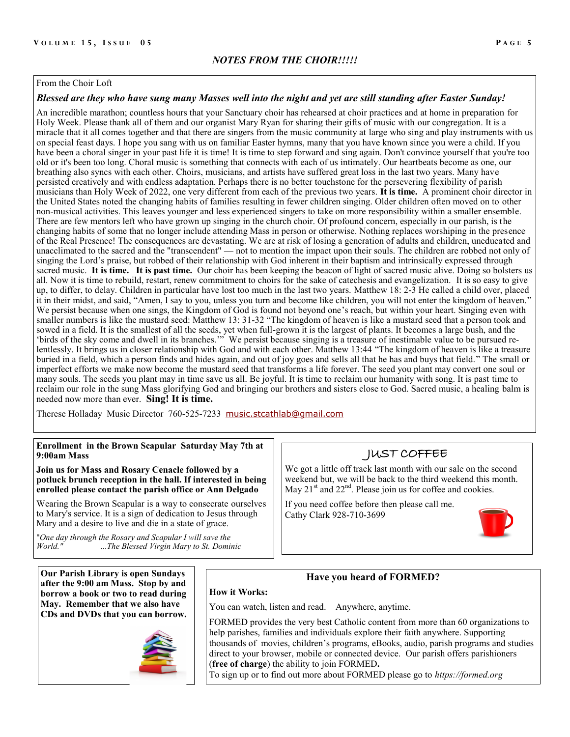## *NOTES FROM THE CHOIR!!!!!*

From the Choir Loft

***Blessed are they who have sung many Masses well into the night and yet are still standing after Easter Sunday!***

An incredible marathon; countless hours that your Sanctuary choir has rehearsed at choir practices and at home in preparation for Holy Week. Please thank all of them and our organist Mary Ryan for sharing their gifts of music with our congregation. It is a miracle that it all comes together and that there are singers from the music community at large who sing and play instruments with us on special feast days. I hope you sang with us on familiar Easter hymns, many that you have known since you were a child. If you have been a choral singer in your past life it is time! It is time to step forward and sing again. Don't convince yourself that you're too old or it's been too long. Choral music is something that connects with each of us intimately. Our heartbeats become as one, our breathing also syncs with each other. Choirs, musicians, and artists have suffered great loss in the last two years. Many have persisted creatively and with endless adaptation. Perhaps there is no better touchstone for the persevering flexibility of parish musicians than Holy Week of 2022, one very different from each of the previous two years. **It is time.** A prominent choir director in the United States noted the changing habits of families resulting in fewer children singing. Older children often moved on to other non-musical activities. This leaves younger and less experienced singers to take on more responsibility within a smaller ensemble. There are few mentors left who have grown up singing in the church choir. Of profound concern, especially in our parish, is the changing habits of some that no longer include attending Mass in person or otherwise. Nothing replaces worshiping in the presence of the Real Presence! The consequences are devastating. We are at risk of losing a generation of adults and children, uneducated and unacclimated to the sacred and the "transcendent" — not to mention the impact upon their souls. The children are robbed not only of singing the Lord's praise, but robbed of their relationship with God inherent in their baptism and intrinsically expressed through sacred music. **It is time. It is past time.** Our choir has been keeping the beacon of light of sacred music alive. Doing so bolsters us all. Now it is time to rebuild, restart, renew commitment to choirs for the sake of catechesis and evangelization. It is so easy to give up, to differ, to delay. Children in particular have lost too much in the last two years. Matthew 18: 2-3 He called a child over, placed it in their midst, and said, "Amen, I say to you, unless you turn and become like children, you will not enter the kingdom of heaven." We persist because when one sings, the Kingdom of God is found not beyond one's reach, but within your heart. Singing even with smaller numbers is like the mustard seed: Matthew 13: 31-32 "The kingdom of heaven is like a mustard seed that a person took and sowed in a field. It is the smallest of all the seeds, yet when full-grown it is the largest of plants. It becomes a large bush, and the 'birds of the sky come and dwell in its branches.'" We persist because singing is a treasure of inestimable value to be pursued relentlessly. It brings us in closer relationship with God and with each other. Matthew 13:44 "The kingdom of heaven is like a treasure buried in a field, which a person finds and hides again, and out of joy goes and sells all that he has and buys that field." The small or imperfect efforts we make now become the mustard seed that transforms a life forever. The seed you plant may convert one soul or many souls. The seeds you plant may in time save us all. Be joyful. It is time to reclaim our humanity with song. It is past time to reclaim our role in the sung Mass glorifying God and bringing our brothers and sisters close to God. Sacred music, a healing balm is needed now more than ever. **Sing! It is time.**

Therese Holladay Music Director 760-525-7233 music.stcathlab@gmail.com

**Enrollment in the Brown Scapular Saturday May 7th at 9:00am Mass**

**Join us for Mass and Rosary Cenacle followed by a potluck brunch reception in the hall. If interested in being enrolled please contact the parish office or Ann Delgado**

Wearing the Brown Scapular is a way to consecrate ourselves to Mary's service. It is a sign of dedication to Jesus through Mary and a desire to live and die in a state of grace.

"*One day through the Rosary and Scapular I will save the World." ...The Blessed Virgin Mary to St. Dominic*

## JUST COFFEE

We got a little off track last month with our sale on the second weekend but, we will be back to the third weekend this month. May 21st and 22nd. Please join us for coffee and cookies.

If you need coffee before then please call me.
Cathy Clark 928-710-3699

**Our Parish Library is open Sundays after the 9:00 am Mass. Stop by and borrow a book or two to read during May. Remember that we also have CDs and DVDs that you can borrow.**

### Have you heard of FORMED?

**How it Works:**

You can watch, listen and read. Anywhere, anytime.

FORMED provides the very best Catholic content from more than 60 organizations to help parishes, families and individuals explore their faith anywhere. Supporting thousands of movies, children's programs, eBooks, audio, parish programs and studies direct to your browser, mobile or connected device. Our parish offers parishioners (**free of charge**) the ability to join FORMED**.**
To sign up or to find out more about FORMED please go to *https://formed.org*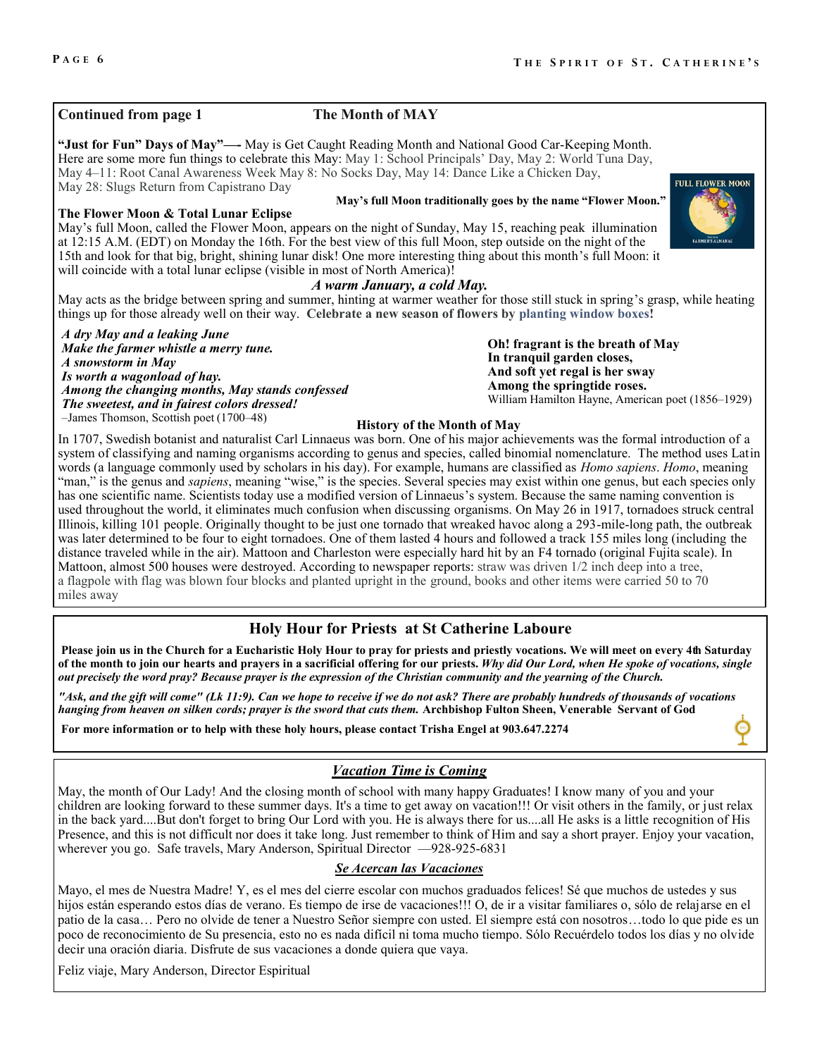Continued from page 1

## The Month of MAY

**"Just for Fun" Days of May"—-** May is Get Caught Reading Month and National Good Car-Keeping Month. Here are some more fun things to celebrate this May: May 1: School Principals' Day, May 2: World Tuna Day, May 4–11: Root Canal Awareness Week May 8: No Socks Day, May 14: Dance Like a Chicken Day, May 28: Slugs Return from Capistrano Day

**May's full Moon traditionally goes by the name "Flower Moon."**

**The Flower Moon & Total Lunar Eclipse**

May's full Moon, called the Flower Moon, appears on the night of Sunday, May 15, reaching peak illumination at 12:15 A.M. (EDT) on Monday the 16th. For the best view of this full Moon, step outside on the night of the 15th and look for that big, bright, shining lunar disk! One more interesting thing about this month's full Moon: it will coincide with a total lunar eclipse (visible in most of North America)!

***A warm January, a cold May.***

May acts as the bridge between spring and summer, hinting at warmer weather for those still stuck in spring's grasp, while heating things up for those already well on their way. **Celebrate a new season of flowers by planting window boxes!**

***A dry May and a leaking June***
***Make the farmer whistle a merry tune.***
***A snowstorm in May***
***Is worth a wagonload of hay.***
***Among the changing months, May stands confessed***
***The sweetest, and in fairest colors dressed!***
–James Thomson, Scottish poet (1700–48)

**Oh! fragrant is the breath of May**
**In tranquil garden closes,**
**And soft yet regal is her sway**
**Among the springtide roses.**
William Hamilton Hayne, American poet (1856–1929)

**History of the Month of May**

In 1707, Swedish botanist and naturalist Carl Linnaeus was born. One of his major achievements was the formal introduction of a system of classifying and naming organisms according to genus and species, called binomial nomenclature. The method uses Latin words (a language commonly used by scholars in his day). For example, humans are classified as *Homo sapiens*. *Homo*, meaning "man," is the genus and *sapiens*, meaning "wise," is the species. Several species may exist within one genus, but each species only has one scientific name. Scientists today use a modified version of Linnaeus's system. Because the same naming convention is used throughout the world, it eliminates much confusion when discussing organisms. On May 26 in 1917, tornadoes struck central Illinois, killing 101 people. Originally thought to be just one tornado that wreaked havoc along a 293-mile-long path, the outbreak was later determined to be four to eight tornadoes. One of them lasted 4 hours and followed a track 155 miles long (including the distance traveled while in the air). Mattoon and Charleston were especially hard hit by an F4 tornado (original Fujita scale). In Mattoon, almost 500 houses were destroyed. According to newspaper reports: straw was driven 1/2 inch deep into a tree, a flagpole with flag was blown four blocks and planted upright in the ground, books and other items were carried 50 to 70 miles away

## Holy Hour for Priests at St Catherine Laboure

**Please join us in the Church for a Eucharistic Holy Hour to pray for priests and priestly vocations. We will meet on every 4th Saturday of the month to join our hearts and prayers in a sacrificial offering for our priests.** ***Why did Our Lord, when He spoke of vocations, single out precisely the word pray? Because prayer is the expression of the Christian community and the yearning of the Church.***

***"Ask, and the gift will come" (Lk 11:9). Can we hope to receive if we do not ask? There are probably hundreds of thousands of vocations hanging from heaven on silken cords; prayer is the sword that cuts them.*** **Archbishop Fulton Sheen, Venerable Servant of God**

**For more information or to help with these holy hours, please contact Trisha Engel at 903.647.2274**

## *Vacation Time is Coming*

May, the month of Our Lady! And the closing month of school with many happy Graduates! I know many of you and your children are looking forward to these summer days. It's a time to get away on vacation!!! Or visit others in the family, or just relax in the back yard....But don't forget to bring Our Lord with you. He is always there for us....all He asks is a little recognition of His Presence, and this is not difficult nor does it take long. Just remember to think of Him and say a short prayer. Enjoy your vacation, wherever you go. Safe travels, Mary Anderson, Spiritual Director —928-925-6831

## *Se Acercan las Vacaciones*

Mayo, el mes de Nuestra Madre! Y, es el mes del cierre escolar con muchos graduados felices! Sé que muchos de ustedes y sus hijos están esperando estos días de verano. Es tiempo de irse de vacaciones!!! O, de ir a visitar familiares o, sólo de relajarse en el patio de la casa… Pero no olvide de tener a Nuestro Señor siempre con usted. El siempre está con nosotros…todo lo que pide es un poco de reconocimiento de Su presencia, esto no es nada difícil ni toma mucho tiempo. Sólo Recuérdelo todos los días y no olvide decir una oración diaria. Disfrute de sus vacaciones a donde quiera que vaya.

Feliz viaje, Mary Anderson, Director Espiritual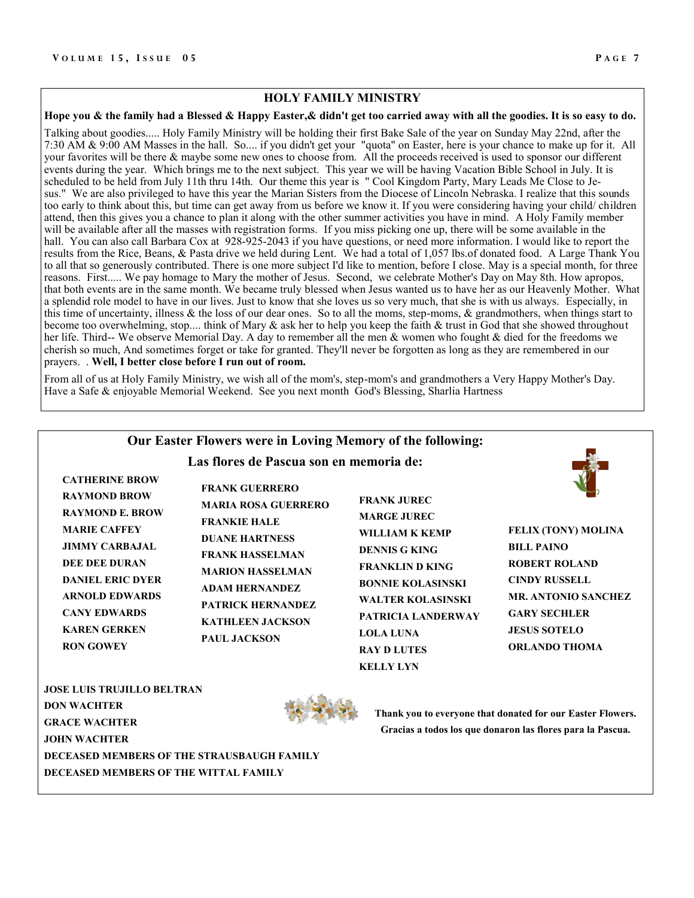## HOLY FAMILY MINISTRY

**Hope you & the family had a Blessed & Happy Easter,& didn't get too carried away with all the goodies. It is so easy to do.**

Talking about goodies..... Holy Family Ministry will be holding their first Bake Sale of the year on Sunday May 22nd, after the 7:30 AM & 9:00 AM Masses in the hall. So.... if you didn't get your "quota" on Easter, here is your chance to make up for it. All your favorites will be there & maybe some new ones to choose from. All the proceeds received is used to sponsor our different events during the year. Which brings me to the next subject. This year we will be having Vacation Bible School in July. It is scheduled to be held from July 11th thru 14th. Our theme this year is " Cool Kingdom Party, Mary Leads Me Close to Jesus." We are also privileged to have this year the Marian Sisters from the Diocese of Lincoln Nebraska. I realize that this sounds too early to think about this, but time can get away from us before we know it. If you were considering having your child/ children attend, then this gives you a chance to plan it along with the other summer activities you have in mind. A Holy Family member will be available after all the masses with registration forms. If you miss picking one up, there will be some available in the hall. You can also call Barbara Cox at 928-925-2043 if you have questions, or need more information. I would like to report the results from the Rice, Beans, & Pasta drive we held during Lent. We had a total of 1,057 lbs.of donated food. A Large Thank You to all that so generously contributed. There is one more subject I'd like to mention, before I close. May is a special month, for three reasons. First..... We pay homage to Mary the mother of Jesus. Second, we celebrate Mother's Day on May 8th. How apropos, that both events are in the same month. We became truly blessed when Jesus wanted us to have her as our Heavenly Mother. What a splendid role model to have in our lives. Just to know that she loves us so very much, that she is with us always. Especially, in this time of uncertainty, illness & the loss of our dear ones. So to all the moms, step-moms, & grandmothers, when things start to become too overwhelming, stop.... think of Mary & ask her to help you keep the faith & trust in God that she showed throughout her life. Third-- We observe Memorial Day. A day to remember all the men & women who fought & died for the freedoms we cherish so much, And sometimes forget or take for granted. They'll never be forgotten as long as they are remembered in our prayers. . **Well, I better close before I run out of room.**

From all of us at Holy Family Ministry, we wish all of the mom's, step-mom's and grandmothers a Very Happy Mother's Day. Have a Safe & enjoyable Memorial Weekend. See you next month God's Blessing, Sharlia Hartness

## Our Easter Flowers were in Loving Memory of the following:

### Las flores de Pascua son en memoria de:

**CATHERINE BROW**
**RAYMOND BROW**
**RAYMOND E. BROW**
**MARIE CAFFEY**
**JIMMY CARBAJAL**
**DEE DEE DURAN**
**DANIEL ERIC DYER**
**ARNOLD EDWARDS**
**CANY EDWARDS**
**KAREN GERKEN**
**RON GOWEY**

**FRANK GUERRERO**
**MARIA ROSA GUERRERO**
**FRANKIE HALE**
**DUANE HARTNESS**
**FRANK HASSELMAN**
**MARION HASSELMAN**
**ADAM HERNANDEZ**
**PATRICK HERNANDEZ**
**KATHLEEN JACKSON**
**PAUL JACKSON**

**FRANK JUREC**
**MARGE JUREC**
**WILLIAM K KEMP**
**DENNIS G KING**
**FRANKLIN D KING**
**BONNIE KOLASINSKI**
**WALTER KOLASINSKI**
**PATRICIA LANDERWAY**
**LOLA LUNA**
**RAY D LUTES**
**KELLY LYN**

**FELIX (TONY) MOLINA**
**BILL PAINO**
**ROBERT ROLAND**
**CINDY RUSSELL**
**MR. ANTONIO SANCHEZ**
**GARY SECHLER**
**JESUS SOTELO**
**ORLANDO THOMA**

**JOSE LUIS TRUJILLO BELTRAN**
**DON WACHTER**
**GRACE WACHTER**
**JOHN WACHTER**
**DECEASED MEMBERS OF THE STRAUSBAUGH FAMILY**
**DECEASED MEMBERS OF THE WITTAL FAMILY**

**Thank you to everyone that donated for our Easter Flowers.**
**Gracias a todos los que donaron las flores para la Pascua.**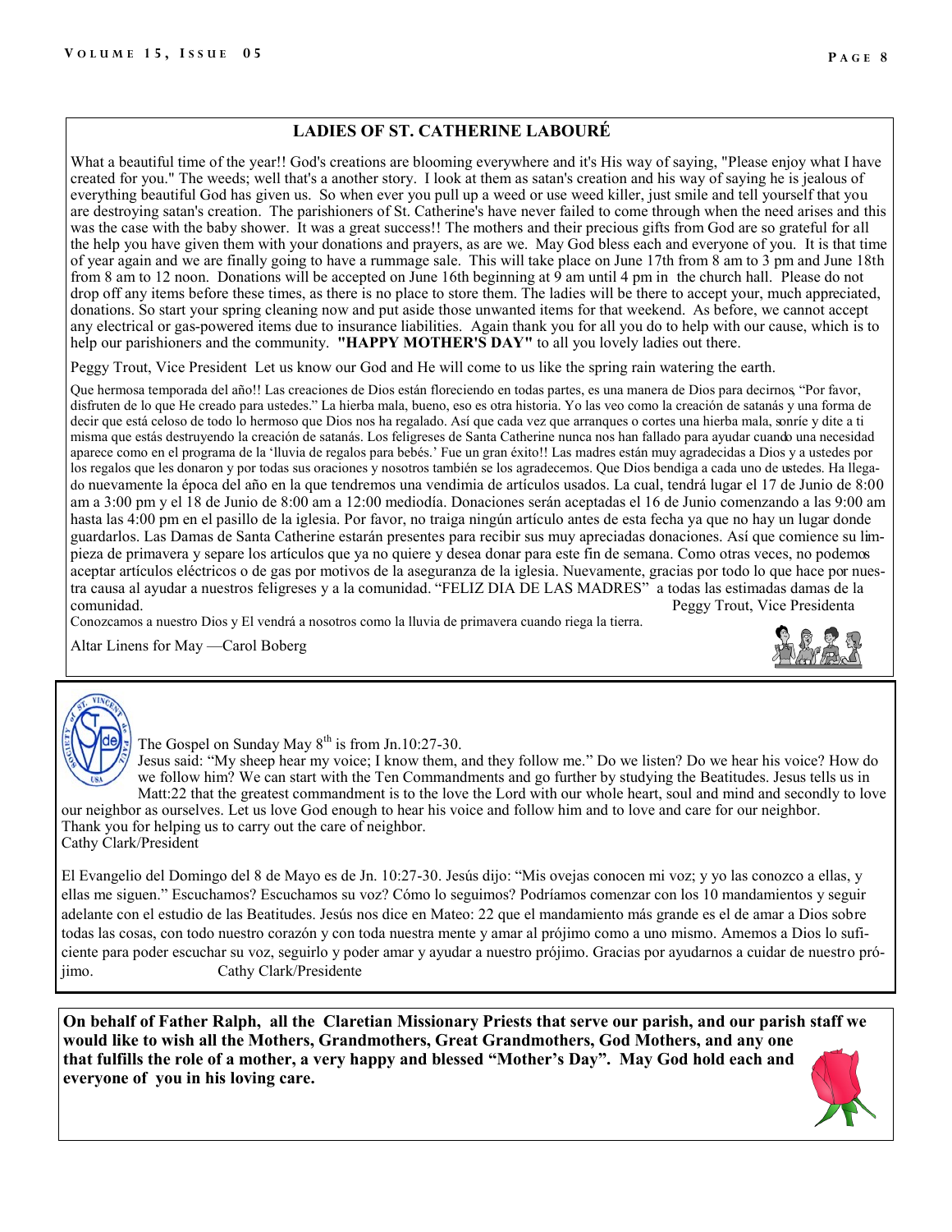## LADIES OF ST. CATHERINE LABOURÉ

What a beautiful time of the year!! God's creations are blooming everywhere and it's His way of saying, "Please enjoy what I have created for you." The weeds; well that's a another story. I look at them as satan's creation and his way of saying he is jealous of everything beautiful God has given us. So when ever you pull up a weed or use weed killer, just smile and tell yourself that you are destroying satan's creation. The parishioners of St. Catherine's have never failed to come through when the need arises and this was the case with the baby shower. It was a great success!! The mothers and their precious gifts from God are so grateful for all the help you have given them with your donations and prayers, as are we. May God bless each and everyone of you. It is that time of year again and we are finally going to have a rummage sale. This will take place on June 17th from 8 am to 3 pm and June 18th from 8 am to 12 noon. Donations will be accepted on June 16th beginning at 9 am until 4 pm in the church hall. Please do not drop off any items before these times, as there is no place to store them. The ladies will be there to accept your, much appreciated, donations. So start your spring cleaning now and put aside those unwanted items for that weekend. As before, we cannot accept any electrical or gas-powered items due to insurance liabilities. Again thank you for all you do to help with our cause, which is to help our parishioners and the community. **"HAPPY MOTHER'S DAY"** to all you lovely ladies out there.

Peggy Trout, Vice President Let us know our God and He will come to us like the spring rain watering the earth.

Que hermosa temporada del año!! Las creaciones de Dios están floreciendo en todas partes, es una manera de Dios para decirnos, "Por favor, disfruten de lo que He creado para ustedes." La hierba mala, bueno, eso es otra historia. Yo las veo como la creación de satanás y una forma de decir que está celoso de todo lo hermoso que Dios nos ha regalado. Así que cada vez que arranques o cortes una hierba mala, sonríe y dite a ti misma que estás destruyendo la creación de satanás. Los feligreses de Santa Catherine nunca nos han fallado para ayudar cuando una necesidad aparece como en el programa de la 'lluvia de regalos para bebés.' Fue un gran éxito!! Las madres están muy agradecidas a Dios y a ustedes por los regalos que les donaron y por todas sus oraciones y nosotros también se los agradecemos. Que Dios bendiga a cada uno de ustedes. Ha llegado nuevamente la época del año en la que tendremos una vendimia de artículos usados. La cual, tendrá lugar el 17 de Junio de 8:00 am a 3:00 pm y el 18 de Junio de 8:00 am a 12:00 mediodía. Donaciones serán aceptadas el 16 de Junio comenzando a las 9:00 am hasta las 4:00 pm en el pasillo de la iglesia. Por favor, no traiga ningún artículo antes de esta fecha ya que no hay un lugar donde guardarlos. Las Damas de Santa Catherine estarán presentes para recibir sus muy apreciadas donaciones. Así que comience su limpieza de primavera y separe los artículos que ya no quiere y desea donar para este fin de semana. Como otras veces, no podemos aceptar artículos eléctricos o de gas por motivos de la aseguranza de la iglesia. Nuevamente, gracias por todo lo que hace por nuestra causa al ayudar a nuestros feligreses y a la comunidad. "FELIZ DIA DE LAS MADRES" a todas las estimadas damas de la comunidad. Peggy Trout, Vice Presidenta

Conozcamos a nuestro Dios y El vendrá a nosotros como la lluvia de primavera cuando riega la tierra.

Altar Linens for May —Carol Boberg

The Gospel on Sunday May 8th is from Jn.10:27-30.

Jesus said: "My sheep hear my voice; I know them, and they follow me." Do we listen? Do we hear his voice? How do we follow him? We can start with the Ten Commandments and go further by studying the Beatitudes. Jesus tells us in Matt:22 that the greatest commandment is to the love the Lord with our whole heart, soul and mind and secondly to love our neighbor as ourselves. Let us love God enough to hear his voice and follow him and to love and care for our neighbor.

Thank you for helping us to carry out the care of neighbor.

Cathy Clark/President

El Evangelio del Domingo del 8 de Mayo es de Jn. 10:27-30. Jesús dijo: "Mis ovejas conocen mi voz; y yo las conozco a ellas, y ellas me siguen." Escuchamos? Escuchamos su voz? Cómo lo seguimos? Podríamos comenzar con los 10 mandamientos y seguir adelante con el estudio de las Beatitudes. Jesús nos dice en Mateo: 22 que el mandamiento más grande es el de amar a Dios sobre todas las cosas, con todo nuestro corazón y con toda nuestra mente y amar al prójimo como a uno mismo. Amemos a Dios lo suficiente para poder escuchar su voz, seguirlo y poder amar y ayudar a nuestro prójimo. Gracias por ayudarnos a cuidar de nuestro prójimo. Cathy Clark/Presidente

**On behalf of Father Ralph, all the Claretian Missionary Priests that serve our parish, and our parish staff we would like to wish all the Mothers, Grandmothers, Great Grandmothers, God Mothers, and any one that fulfills the role of a mother, a very happy and blessed "Mother's Day". May God hold each and everyone of you in his loving care.**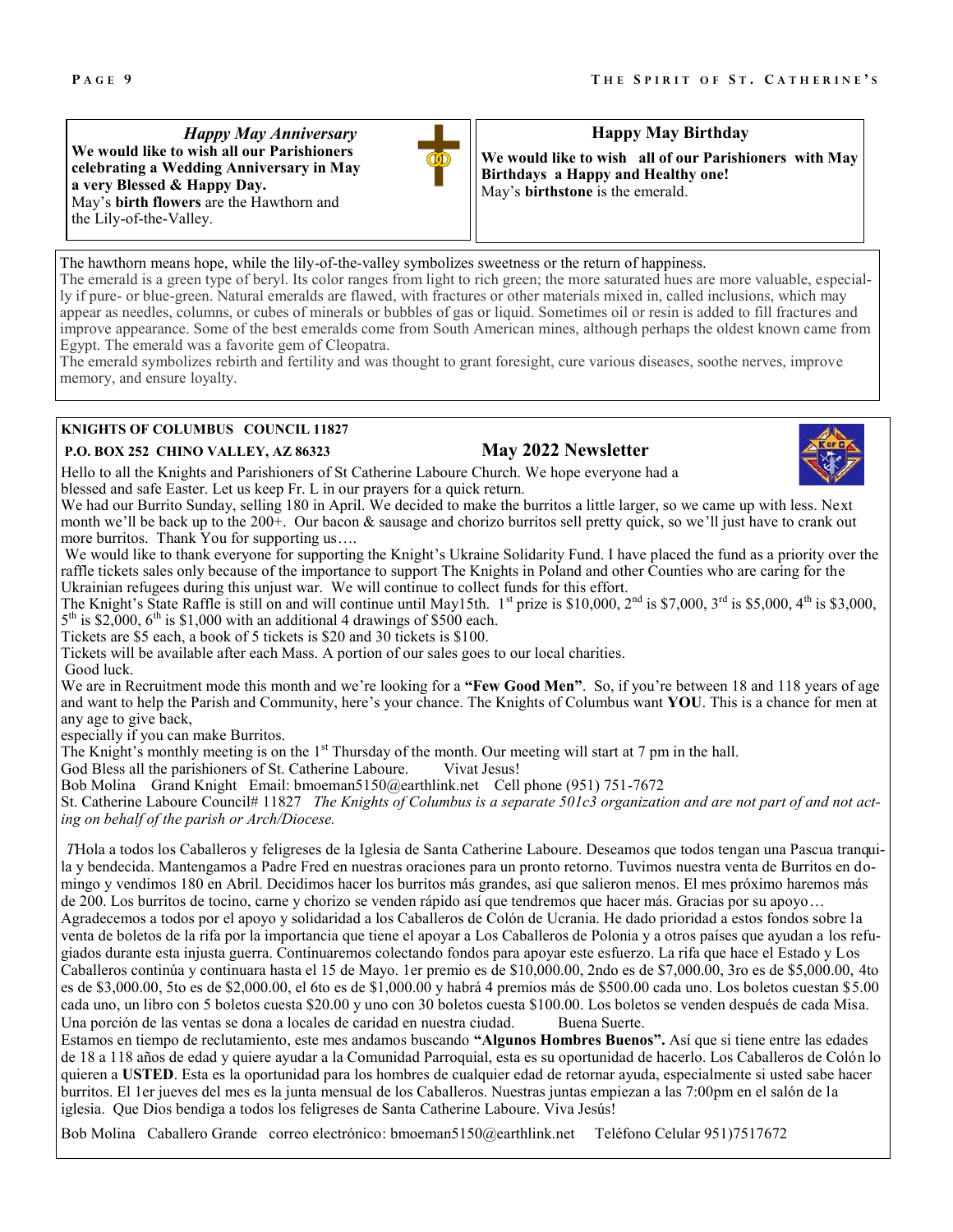### *Happy May Anniversary*

**We would like to wish all our Parishioners celebrating a Wedding Anniversary in May a very Blessed & Happy Day.**

May's **birth flowers** are the Hawthorn and the Lily-of-the-Valley.

### Happy May Birthday

**We would like to wish all of our Parishioners with May Birthdays a Happy and Healthy one!**

May's **birthstone** is the emerald.

The hawthorn means hope, while the lily-of-the-valley symbolizes sweetness or the return of happiness.

The emerald is a green type of beryl. Its color ranges from light to rich green; the more saturated hues are more valuable, especially if pure- or blue-green. Natural emeralds are flawed, with fractures or other materials mixed in, called inclusions, which may appear as needles, columns, or cubes of minerals or bubbles of gas or liquid. Sometimes oil or resin is added to fill fractures and improve appearance. Some of the best emeralds come from South American mines, although perhaps the oldest known came from Egypt. The emerald was a favorite gem of Cleopatra.

The emerald symbolizes rebirth and fertility and was thought to grant foresight, cure various diseases, soothe nerves, improve memory, and ensure loyalty.

**KNIGHTS OF COLUMBUS COUNCIL 11827**

**P.O. BOX 252 CHINO VALLEY, AZ 86323**

## May 2022 Newsletter

Hello to all the Knights and Parishioners of St Catherine Laboure Church. We hope everyone had a blessed and safe Easter. Let us keep Fr. L in our prayers for a quick return.

We had our Burrito Sunday, selling 180 in April. We decided to make the burritos a little larger, so we came up with less. Next month we'll be back up to the 200+. Our bacon & sausage and chorizo burritos sell pretty quick, so we'll just have to crank out more burritos. Thank You for supporting us….

We would like to thank everyone for supporting the Knight's Ukraine Solidarity Fund. I have placed the fund as a priority over the raffle tickets sales only because of the importance to support The Knights in Poland and other Counties who are caring for the Ukrainian refugees during this unjust war. We will continue to collect funds for this effort.

The Knight's State Raffle is still on and will continue until May15th. 1st prize is $10,000, 2nd is $7,000, 3rd is $5,000, 4th is $3,000, 5th is $2,000, 6th is $1,000 with an additional 4 drawings of $500 each.

Tickets are $5 each, a book of 5 tickets is $20 and 30 tickets is $100.

Tickets will be available after each Mass. A portion of our sales goes to our local charities.

Good luck.

We are in Recruitment mode this month and we're looking for a **"Few Good Men"**. So, if you're between 18 and 118 years of age and want to help the Parish and Community, here's your chance. The Knights of Columbus want **YOU**. This is a chance for men at any age to give back,

especially if you can make Burritos.

The Knight's monthly meeting is on the 1st Thursday of the month. Our meeting will start at 7 pm in the hall.

God Bless all the parishioners of St. Catherine Laboure. Vivat Jesus!

Bob Molina Grand Knight Email: bmoeman5150@earthlink.net Cell phone (951) 751-7672

St. Catherine Laboure Council# 11827 *The Knights of Columbus is a separate 501c3 organization and are not part of and not acting on behalf of the parish or Arch/Diocese.*

*T*Hola a todos los Caballeros y feligreses de la Iglesia de Santa Catherine Laboure. Deseamos que todos tengan una Pascua tranquila y bendecida. Mantengamos a Padre Fred en nuestras oraciones para un pronto retorno. Tuvimos nuestra venta de Burritos en domingo y vendimos 180 en Abril. Decidimos hacer los burritos más grandes, así que salieron menos. El mes próximo haremos más de 200. Los burritos de tocino, carne y chorizo se venden rápido así que tendremos que hacer más. Gracias por su apoyo… Agradecemos a todos por el apoyo y solidaridad a los Caballeros de Colón de Ucrania. He dado prioridad a estos fondos sobre la venta de boletos de la rifa por la importancia que tiene el apoyar a Los Caballeros de Polonia y a otros países que ayudan a los refugiados durante esta injusta guerra. Continuaremos colectando fondos para apoyar este esfuerzo. La rifa que hace el Estado y Los Caballeros continúa y continuara hasta el 15 de Mayo. 1er premio es de $10,000.00, 2ndo es de $7,000.00, 3ro es de $5,000.00, 4to es de $3,000.00, 5to es de $2,000.00, el 6to es de $1,000.00 y habrá 4 premios más de $500.00 cada uno. Los boletos cuestan $5.00 cada uno, un libro con 5 boletos cuesta $20.00 y uno con 30 boletos cuesta $100.00. Los boletos se venden después de cada Misa. Una porción de las ventas se dona a locales de caridad en nuestra ciudad. Buena Suerte.

Estamos en tiempo de reclutamiento, este mes andamos buscando **"Algunos Hombres Buenos".** Así que si tiene entre las edades de 18 a 118 años de edad y quiere ayudar a la Comunidad Parroquial, esta es su oportunidad de hacerlo. Los Caballeros de Colón lo quieren a **USTED**. Esta es la oportunidad para los hombres de cualquier edad de retornar ayuda, especialmente si usted sabe hacer burritos. El 1er jueves del mes es la junta mensual de los Caballeros. Nuestras juntas empiezan a las 7:00pm en el salón de la iglesia. Que Dios bendiga a todos los feligreses de Santa Catherine Laboure. Viva Jesús!

Bob Molina Caballero Grande correo electrónico: bmoeman5150@earthlink.net Teléfono Celular 951)7517672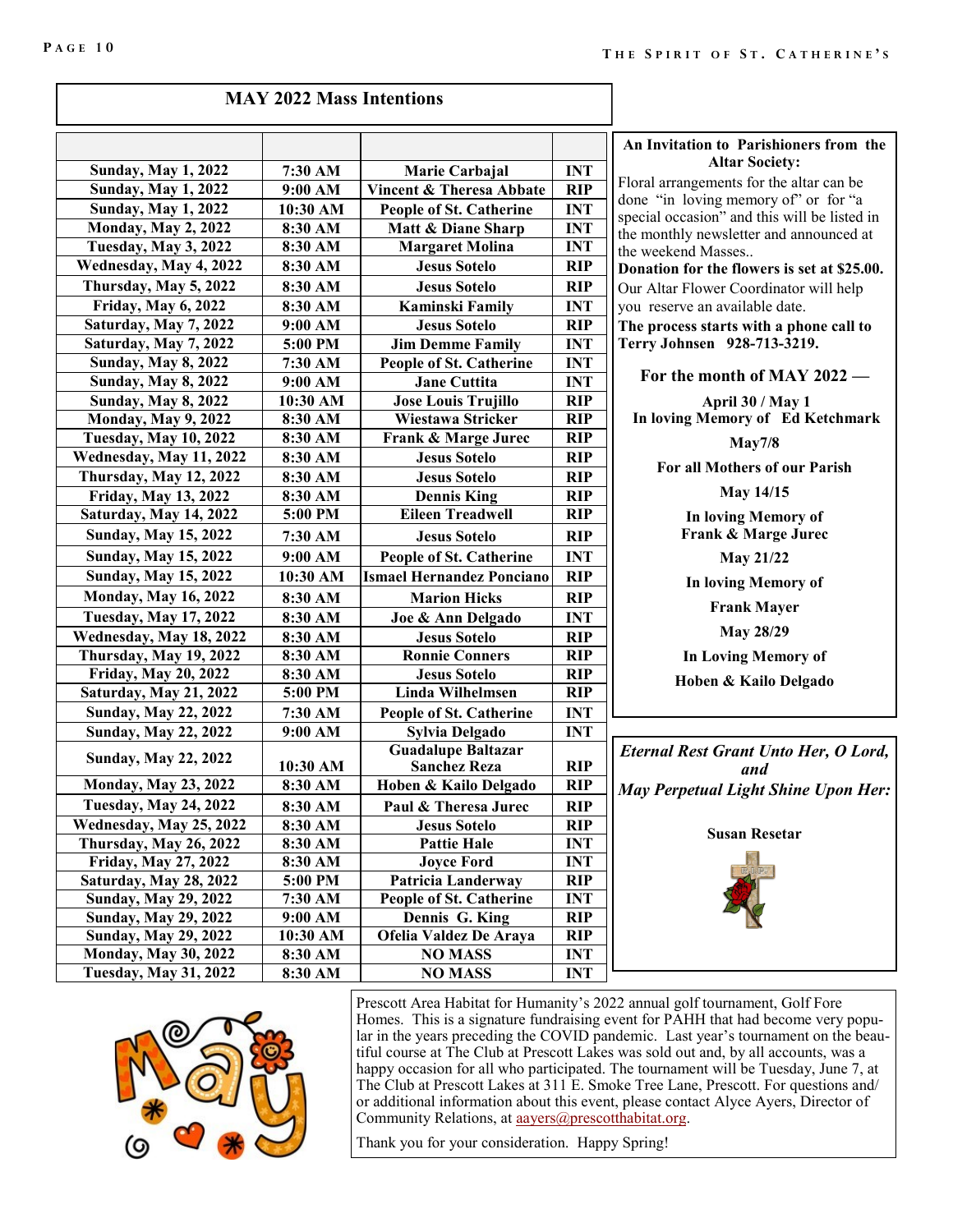## MAY 2022 Mass Intentions

| | | | |
|---|---|---|---|
| **Sunday, May 1, 2022** | **7:30 AM** | **Marie Carbajal** | **INT** |
| **Sunday, May 1, 2022** | **9:00 AM** | **Vincent & Theresa Abbate** | **RIP** |
| **Sunday, May 1, 2022** | **10:30 AM** | **People of St. Catherine** | **INT** |
| **Monday, May 2, 2022** | **8:30 AM** | **Matt & Diane Sharp** | **INT** |
| **Tuesday, May 3, 2022** | **8:30 AM** | **Margaret Molina** | **INT** |
| **Wednesday, May 4, 2022** | **8:30 AM** | **Jesus Sotelo** | **RIP** |
| **Thursday, May 5, 2022** | **8:30 AM** | **Jesus Sotelo** | **RIP** |
| **Friday, May 6, 2022** | **8:30 AM** | **Kaminski Family** | **INT** |
| **Saturday, May 7, 2022** | **9:00 AM** | **Jesus Sotelo** | **RIP** |
| **Saturday, May 7, 2022** | **5:00 PM** | **Jim Demme Family** | **INT** |
| **Sunday, May 8, 2022** | **7:30 AM** | **People of St. Catherine** | **INT** |
| **Sunday, May 8, 2022** | **9:00 AM** | **Jane Cuttita** | **INT** |
| **Sunday, May 8, 2022** | **10:30 AM** | **Jose Louis Trujillo** | **RIP** |
| **Monday, May 9, 2022** | **8:30 AM** | **Wiestawa Stricker** | **RIP** |
| **Tuesday, May 10, 2022** | **8:30 AM** | **Frank & Marge Jurec** | **RIP** |
| **Wednesday, May 11, 2022** | **8:30 AM** | **Jesus Sotelo** | **RIP** |
| **Thursday, May 12, 2022** | **8:30 AM** | **Jesus Sotelo** | **RIP** |
| **Friday, May 13, 2022** | **8:30 AM** | **Dennis King** | **RIP** |
| **Saturday, May 14, 2022** | **5:00 PM** | **Eileen Treadwell** | **RIP** |
| **Sunday, May 15, 2022** | **7:30 AM** | **Jesus Sotelo** | **RIP** |
| **Sunday, May 15, 2022** | **9:00 AM** | **People of St. Catherine** | **INT** |
| **Sunday, May 15, 2022** | **10:30 AM** | **Ismael Hernandez Ponciano** | **RIP** |
| **Monday, May 16, 2022** | **8:30 AM** | **Marion Hicks** | **RIP** |
| **Tuesday, May 17, 2022** | **8:30 AM** | **Joe & Ann Delgado** | **INT** |
| **Wednesday, May 18, 2022** | **8:30 AM** | **Jesus Sotelo** | **RIP** |
| **Thursday, May 19, 2022** | **8:30 AM** | **Ronnie Conners** | **RIP** |
| **Friday, May 20, 2022** | **8:30 AM** | **Jesus Sotelo** | **RIP** |
| **Saturday, May 21, 2022** | **5:00 PM** | **Linda Wilhelmsen** | **RIP** |
| **Sunday, May 22, 2022** | **7:30 AM** | **People of St. Catherine** | **INT** |
| **Sunday, May 22, 2022** | **9:00 AM** | **Sylvia Delgado** | **INT** |
| **Sunday, May 22, 2022** | **10:30 AM** | **Guadalupe Baltazar Sanchez Reza** | **RIP** |
| **Monday, May 23, 2022** | **8:30 AM** | **Hoben & Kailo Delgado** | **RIP** |
| **Tuesday, May 24, 2022** | **8:30 AM** | **Paul & Theresa Jurec** | **RIP** |
| **Wednesday, May 25, 2022** | **8:30 AM** | **Jesus Sotelo** | **RIP** |
| **Thursday, May 26, 2022** | **8:30 AM** | **Pattie Hale** | **INT** |
| **Friday, May 27, 2022** | **8:30 AM** | **Joyce Ford** | **INT** |
| **Saturday, May 28, 2022** | **5:00 PM** | **Patricia Landerway** | **RIP** |
| **Sunday, May 29, 2022** | **7:30 AM** | **People of St. Catherine** | **INT** |
| **Sunday, May 29, 2022** | **9:00 AM** | **Dennis G. King** | **RIP** |
| **Sunday, May 29, 2022** | **10:30 AM** | **Ofelia Valdez De Araya** | **RIP** |
| **Monday, May 30, 2022** | **8:30 AM** | **NO MASS** | **INT** |
| **Tuesday, May 31, 2022** | **8:30 AM** | **NO MASS** | **INT** |

**An Invitation to Parishioners from the Altar Society:**

Floral arrangements for the altar can be done "in loving memory of" or for "a special occasion" and this will be listed in the monthly newsletter and announced at the weekend Masses..

**Donation for the flowers is set at $25.00.**

Our Altar Flower Coordinator will help you reserve an available date.

**The process starts with a phone call to Terry Johnsen 928-713-3219.**

**For the month of MAY 2022 —**

**April 30 / May 1**
**In loving Memory of Ed Ketchmark**

**May7/8**
**For all Mothers of our Parish**

**May 14/15**
**In loving Memory of Frank & Marge Jurec**

**May 21/22**
**In loving Memory of Frank Mayer**

**May 28/29**
**In Loving Memory of Hoben & Kailo Delgado**

***Eternal Rest Grant Unto Her, O Lord, and May Perpetual Light Shine Upon Her:***

**Susan Resetar**

Prescott Area Habitat for Humanity's 2022 annual golf tournament, Golf Fore Homes. This is a signature fundraising event for PAHH that had become very popular in the years preceding the COVID pandemic. Last year's tournament on the beautiful course at The Club at Prescott Lakes was sold out and, by all accounts, was a happy occasion for all who participated. The tournament will be Tuesday, June 7, at The Club at Prescott Lakes at 311 E. Smoke Tree Lane, Prescott. For questions and/or additional information about this event, please contact Alyce Ayers, Director of Community Relations, at aayers@prescotthabitat.org.

Thank you for your consideration. Happy Spring!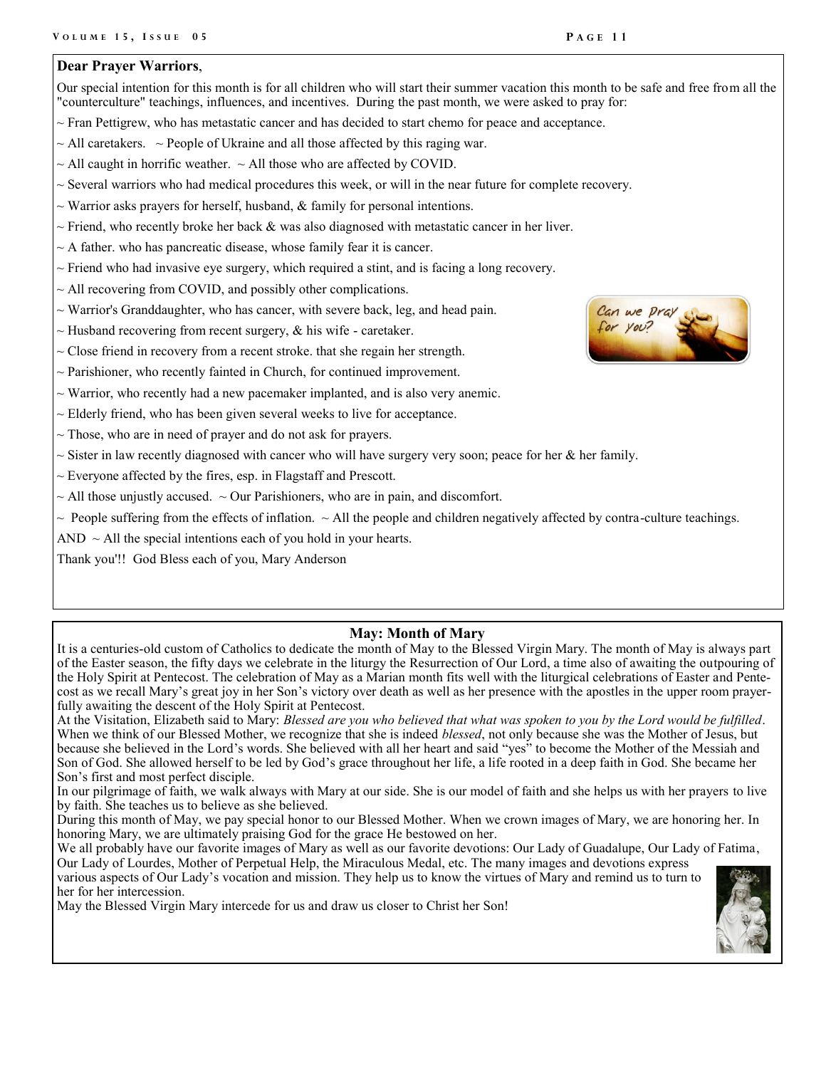**Dear Prayer Warriors**,

Our special intention for this month is for all children who will start their summer vacation this month to be safe and free from all the "counterculture" teachings, influences, and incentives. During the past month, we were asked to pray for:

~ Fran Pettigrew, who has metastatic cancer and has decided to start chemo for peace and acceptance.

~ All caretakers. ~ People of Ukraine and all those affected by this raging war.

~ All caught in horrific weather. ~ All those who are affected by COVID.

~ Several warriors who had medical procedures this week, or will in the near future for complete recovery.

~ Warrior asks prayers for herself, husband, & family for personal intentions.

~ Friend, who recently broke her back & was also diagnosed with metastatic cancer in her liver.

~ A father. who has pancreatic disease, whose family fear it is cancer.

~ Friend who had invasive eye surgery, which required a stint, and is facing a long recovery.

~ All recovering from COVID, and possibly other complications.

~ Warrior's Granddaughter, who has cancer, with severe back, leg, and head pain.

~ Husband recovering from recent surgery, & his wife - caretaker.

~ Close friend in recovery from a recent stroke. that she regain her strength.

~ Parishioner, who recently fainted in Church, for continued improvement.

~ Warrior, who recently had a new pacemaker implanted, and is also very anemic.

~ Elderly friend, who has been given several weeks to live for acceptance.

~ Those, who are in need of prayer and do not ask for prayers.

~ Sister in law recently diagnosed with cancer who will have surgery very soon; peace for her & her family.

~ Everyone affected by the fires, esp. in Flagstaff and Prescott.

~ All those unjustly accused. ~ Our Parishioners, who are in pain, and discomfort.

~ People suffering from the effects of inflation. ~ All the people and children negatively affected by contra-culture teachings.

AND ~ All the special intentions each of you hold in your hearts.

Thank you'!! God Bless each of you, Mary Anderson

## May: Month of Mary

It is a centuries-old custom of Catholics to dedicate the month of May to the Blessed Virgin Mary. The month of May is always part of the Easter season, the fifty days we celebrate in the liturgy the Resurrection of Our Lord, a time also of awaiting the outpouring of the Holy Spirit at Pentecost. The celebration of May as a Marian month fits well with the liturgical celebrations of Easter and Pentecost as we recall Mary's great joy in her Son's victory over death as well as her presence with the apostles in the upper room prayerfully awaiting the descent of the Holy Spirit at Pentecost.

At the Visitation, Elizabeth said to Mary: *Blessed are you who believed that what was spoken to you by the Lord would be fulfilled*. When we think of our Blessed Mother, we recognize that she is indeed *blessed*, not only because she was the Mother of Jesus, but because she believed in the Lord's words. She believed with all her heart and said "yes" to become the Mother of the Messiah and Son of God. She allowed herself to be led by God's grace throughout her life, a life rooted in a deep faith in God. She became her Son's first and most perfect disciple.

In our pilgrimage of faith, we walk always with Mary at our side. She is our model of faith and she helps us with her prayers to live by faith. She teaches us to believe as she believed.

During this month of May, we pay special honor to our Blessed Mother. When we crown images of Mary, we are honoring her. In honoring Mary, we are ultimately praising God for the grace He bestowed on her.

We all probably have our favorite images of Mary as well as our favorite devotions: Our Lady of Guadalupe, Our Lady of Fatima, Our Lady of Lourdes, Mother of Perpetual Help, the Miraculous Medal, etc. The many images and devotions express various aspects of Our Lady's vocation and mission. They help us to know the virtues of Mary and remind us to turn to her for her intercession.

May the Blessed Virgin Mary intercede for us and draw us closer to Christ her Son!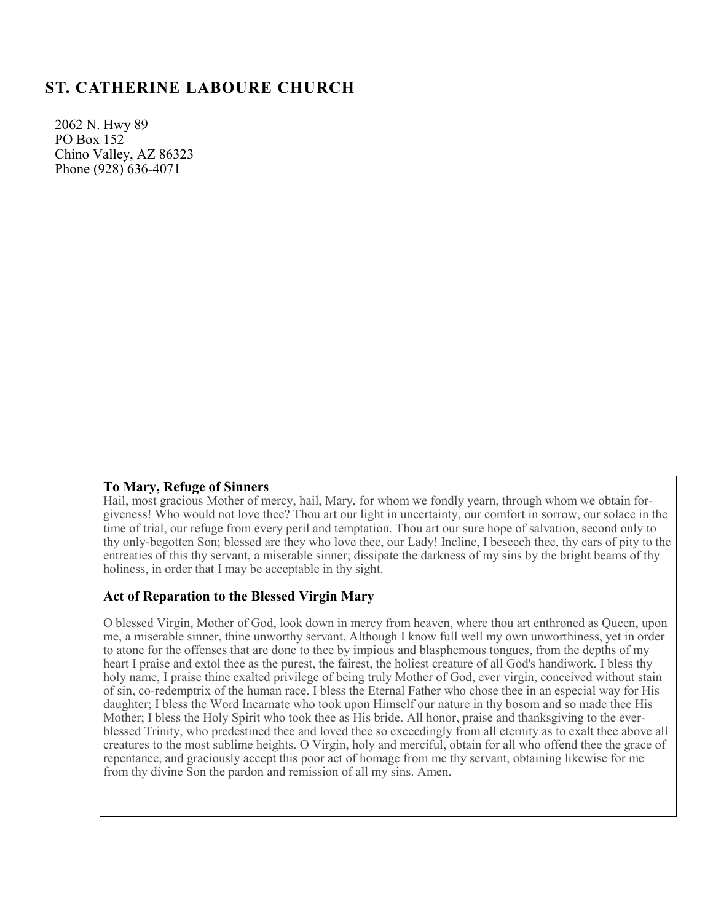## ST. CATHERINE LABOURE CHURCH

2062 N. Hwy 89
PO Box 152
Chino Valley, AZ 86323
Phone (928) 636-4071

**To Mary, Refuge of Sinners**

Hail, most gracious Mother of mercy, hail, Mary, for whom we fondly yearn, through whom we obtain forgiveness! Who would not love thee? Thou art our light in uncertainty, our comfort in sorrow, our solace in the time of trial, our refuge from every peril and temptation. Thou art our sure hope of salvation, second only to thy only-begotten Son; blessed are they who love thee, our Lady! Incline, I beseech thee, thy ears of pity to the entreaties of this thy servant, a miserable sinner; dissipate the darkness of my sins by the bright beams of thy holiness, in order that I may be acceptable in thy sight.

**Act of Reparation to the Blessed Virgin Mary**

O blessed Virgin, Mother of God, look down in mercy from heaven, where thou art enthroned as Queen, upon me, a miserable sinner, thine unworthy servant. Although I know full well my own unworthiness, yet in order to atone for the offenses that are done to thee by impious and blasphemous tongues, from the depths of my heart I praise and extol thee as the purest, the fairest, the holiest creature of all God's handiwork. I bless thy holy name, I praise thine exalted privilege of being truly Mother of God, ever virgin, conceived without stain of sin, co-redemptrix of the human race. I bless the Eternal Father who chose thee in an especial way for His daughter; I bless the Word Incarnate who took upon Himself our nature in thy bosom and so made thee His Mother; I bless the Holy Spirit who took thee as His bride. All honor, praise and thanksgiving to the ever-blessed Trinity, who predestined thee and loved thee so exceedingly from all eternity as to exalt thee above all creatures to the most sublime heights. O Virgin, holy and merciful, obtain for all who offend thee the grace of repentance, and graciously accept this poor act of homage from me thy servant, obtaining likewise for me from thy divine Son the pardon and remission of all my sins. Amen.